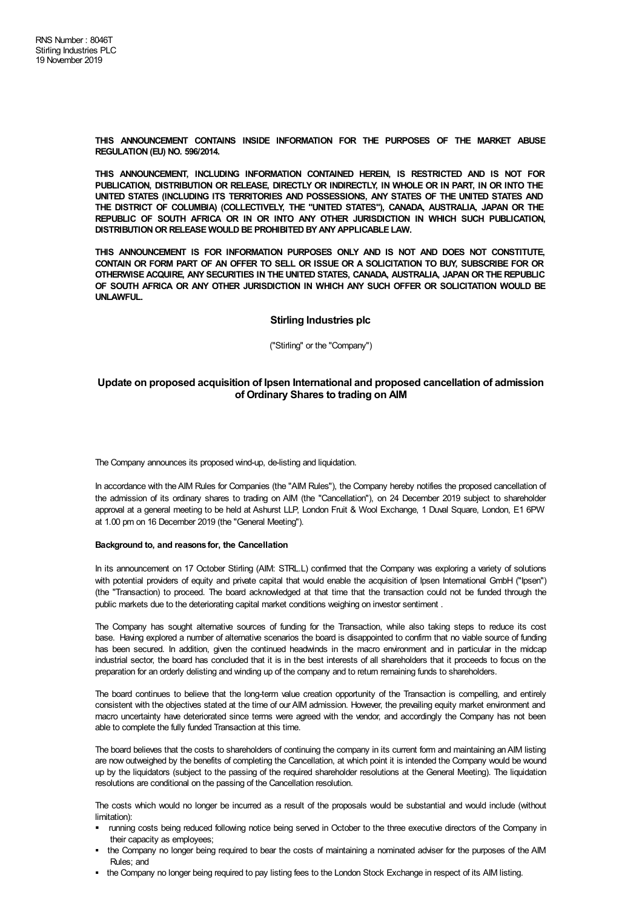RNS Number : 8046T
Stirling Industries PLC
19 November 2019

**THIS ANNOUNCEMENT CONTAINS INSIDE INFORMATION FOR THE PURPOSES OF THE MARKET ABUSE REGULATION (EU) NO. 596/2014.**

**THIS ANNOUNCEMENT, INCLUDING INFORMATION CONTAINED HEREIN, IS RESTRICTED AND IS NOT FOR PUBLICATION, DISTRIBUTION OR RELEASE, DIRECTLY OR INDIRECTLY, IN WHOLE OR IN PART, IN OR INTO THE UNITED STATES (INCLUDING ITS TERRITORIES AND POSSESSIONS, ANY STATES OF THE UNITED STATES AND THE DISTRICT OF COLUMBIA) (COLLECTIVELY, THE "UNITED STATES"), CANADA, AUSTRALIA, JAPAN OR THE REPUBLIC OF SOUTH AFRICA OR IN OR INTO ANY OTHER JURISDICTION IN WHICH SUCH PUBLICATION, DISTRIBUTION OR RELEASE WOULD BE PROHIBITED BY ANY APPLICABLE LAW.**

**THIS ANNOUNCEMENT IS FOR INFORMATION PURPOSES ONLY AND IS NOT AND DOES NOT CONSTITUTE, CONTAIN OR FORM PART OF AN OFFER TO SELL OR ISSUE OR A SOLICITATION TO BUY, SUBSCRIBE FOR OR OTHERWISE ACQUIRE, ANY SECURITIES IN THE UNITED STATES, CANADA, AUSTRALIA, JAPAN OR THE REPUBLIC OF SOUTH AFRICA OR ANY OTHER JURISDICTION IN WHICH ANY SUCH OFFER OR SOLICITATION WOULD BE UNLAWFUL.**

## Stirling Industries plc

("Stirling" or the "Company")

## Update on proposed acquisition of Ipsen International and proposed cancellation of admission of Ordinary Shares to trading on AIM

The Company announces its proposed wind-up, de-listing and liquidation.

In accordance with the AIM Rules for Companies (the "AIM Rules"), the Company hereby notifies the proposed cancellation of the admission of its ordinary shares to trading on AIM (the "Cancellation"), on 24 December 2019 subject to shareholder approval at a general meeting to be held at Ashurst LLP, London Fruit & Wool Exchange, 1 Duval Square, London, E1 6PW at 1.00 pm on 16 December 2019 (the "General Meeting").

**Background to, and reasons for, the Cancellation**

In its announcement on 17 October Stirling (AIM: STRL.L) confirmed that the Company was exploring a variety of solutions with potential providers of equity and private capital that would enable the acquisition of Ipsen International GmbH ("Ipsen") (the "Transaction") to proceed. The board acknowledged at that time that the transaction could not be funded through the public markets due to the deteriorating capital market conditions weighing on investor sentiment .

The Company has sought alternative sources of funding for the Transaction, while also taking steps to reduce its cost base. Having explored a number of alternative scenarios the board is disappointed to confirm that no viable source of funding has been secured. In addition, given the continued headwinds in the macro environment and in particular in the midcap industrial sector, the board has concluded that it is in the best interests of all shareholders that it proceeds to focus on the preparation for an orderly delisting and winding up of the company and to return remaining funds to shareholders.

The board continues to believe that the long-term value creation opportunity of the Transaction is compelling, and entirely consistent with the objectives stated at the time of our AIM admission. However, the prevailing equity market environment and macro uncertainty have deteriorated since terms were agreed with the vendor, and accordingly the Company has not been able to complete the fully funded Transaction at this time.

The board believes that the costs to shareholders of continuing the company in its current form and maintaining an AIM listing are now outweighed by the benefits of completing the Cancellation, at which point it is intended the Company would be wound up by the liquidators (subject to the passing of the required shareholder resolutions at the General Meeting). The liquidation resolutions are conditional on the passing of the Cancellation resolution.

The costs which would no longer be incurred as a result of the proposals would be substantial and would include (without limitation):

- running costs being reduced following notice being served in October to the three executive directors of the Company in their capacity as employees;
- the Company no longer being required to bear the costs of maintaining a nominated adviser for the purposes of the AIM Rules; and
- the Company no longer being required to pay listing fees to the London Stock Exchange in respect of its AIM listing.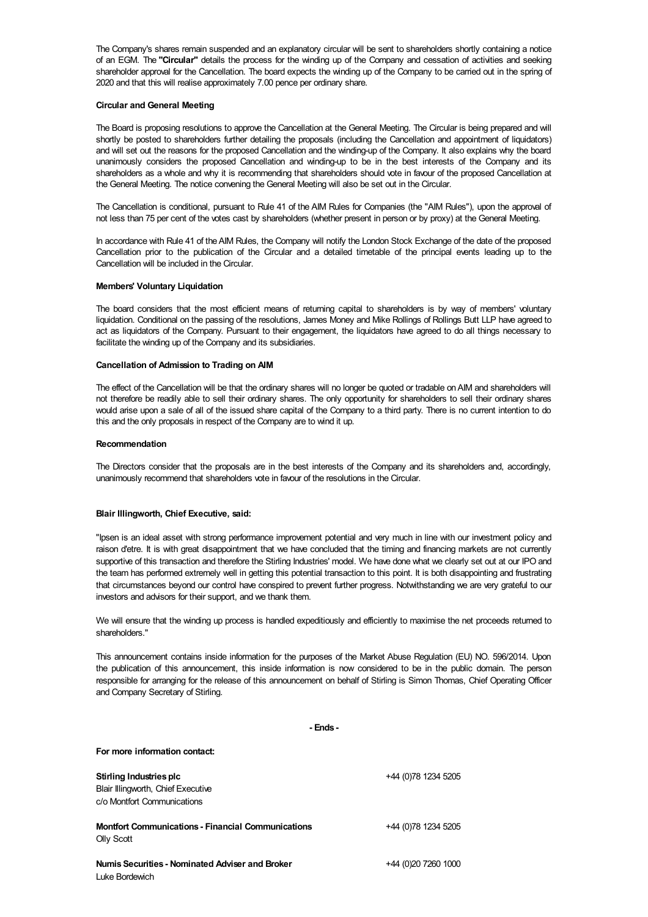The Company's shares remain suspended and an explanatory circular will be sent to shareholders shortly containing a notice of an EGM. The **"Circular"** details the process for the winding up of the Company and cessation of activities and seeking shareholder approval for the Cancellation. The board expects the winding up of the Company to be carried out in the spring of 2020 and that this will realise approximately 7.00 pence per ordinary share.

**Circular and General Meeting**

The Board is proposing resolutions to approve the Cancellation at the General Meeting. The Circular is being prepared and will shortly be posted to shareholders further detailing the proposals (including the Cancellation and appointment of liquidators) and will set out the reasons for the proposed Cancellation and the winding-up of the Company. It also explains why the board unanimously considers the proposed Cancellation and winding-up to be in the best interests of the Company and its shareholders as a whole and why it is recommending that shareholders should vote in favour of the proposed Cancellation at the General Meeting. The notice convening the General Meeting will also be set out in the Circular.

The Cancellation is conditional, pursuant to Rule 41 of the AIM Rules for Companies (the "AIM Rules"), upon the approval of not less than 75 per cent of the votes cast by shareholders (whether present in person or by proxy) at the General Meeting.

In accordance with Rule 41 of the AIM Rules, the Company will notify the London Stock Exchange of the date of the proposed Cancellation prior to the publication of the Circular and a detailed timetable of the principal events leading up to the Cancellation will be included in the Circular.

**Members' Voluntary Liquidation**

The board considers that the most efficient means of returning capital to shareholders is by way of members' voluntary liquidation. Conditional on the passing of the resolutions, James Money and Mike Rollings of Rollings Butt LLP have agreed to act as liquidators of the Company. Pursuant to their engagement, the liquidators have agreed to do all things necessary to facilitate the winding up of the Company and its subsidiaries.

**Cancellation of Admission to Trading on AIM**

The effect of the Cancellation will be that the ordinary shares will no longer be quoted or tradable on AIM and shareholders will not therefore be readily able to sell their ordinary shares. The only opportunity for shareholders to sell their ordinary shares would arise upon a sale of all of the issued share capital of the Company to a third party. There is no current intention to do this and the only proposals in respect of the Company are to wind it up.

**Recommendation**

The Directors consider that the proposals are in the best interests of the Company and its shareholders and, accordingly, unanimously recommend that shareholders vote in favour of the resolutions in the Circular.

**Blair Illingworth, Chief Executive, said:**

"Ipsen is an ideal asset with strong performance improvement potential and very much in line with our investment policy and raison d'etre. It is with great disappointment that we have concluded that the timing and financing markets are not currently supportive of this transaction and therefore the Stirling Industries' model. We have done what we clearly set out at our IPO and the team has performed extremely well in getting this potential transaction to this point. It is both disappointing and frustrating that circumstances beyond our control have conspired to prevent further progress. Notwithstanding we are very grateful to our investors and advisors for their support, and we thank them.

We will ensure that the winding up process is handled expeditiously and efficiently to maximise the net proceeds returned to shareholders."

This announcement contains inside information for the purposes of the Market Abuse Regulation (EU) NO. 596/2014. Upon the publication of this announcement, this inside information is now considered to be in the public domain. The person responsible for arranging for the release of this announcement on behalf of Stirling is Simon Thomas, Chief Operating Officer and Company Secretary of Stirling.

**- Ends -**

**For more information contact:**

| | |
|---|---|
| **Stirling Industries plc**<br>Blair Illingworth, Chief Executive<br>c/o Montfort Communications | +44 (0)78 1234 5205 |
| **Montfort Communications - Financial Communications**<br>Olly Scott | +44 (0)78 1234 5205 |
| **Numis Securities - Nominated Adviser and Broker**<br>Luke Bordewich | +44 (0)20 7260 1000 |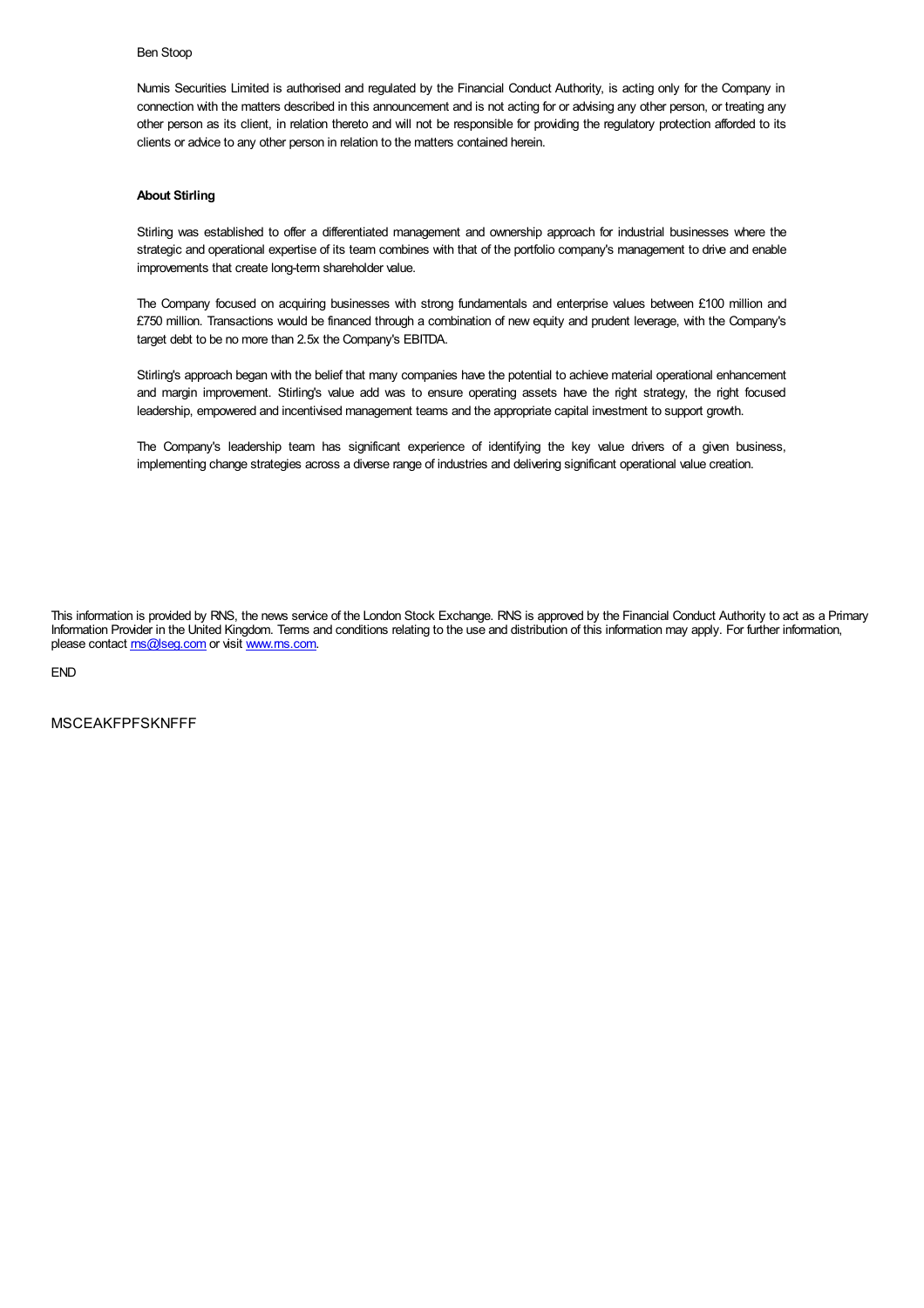Ben Stoop

Numis Securities Limited is authorised and regulated by the Financial Conduct Authority, is acting only for the Company in connection with the matters described in this announcement and is not acting for or advising any other person, or treating any other person as its client, in relation thereto and will not be responsible for providing the regulatory protection afforded to its clients or advice to any other person in relation to the matters contained herein.

**About Stirling**

Stirling was established to offer a differentiated management and ownership approach for industrial businesses where the strategic and operational expertise of its team combines with that of the portfolio company's management to drive and enable improvements that create long-term shareholder value.

The Company focused on acquiring businesses with strong fundamentals and enterprise values between £100 million and £750 million. Transactions would be financed through a combination of new equity and prudent leverage, with the Company's target debt to be no more than 2.5x the Company's EBITDA.

Stirling's approach began with the belief that many companies have the potential to achieve material operational enhancement and margin improvement. Stirling's value add was to ensure operating assets have the right strategy, the right focused leadership, empowered and incentivised management teams and the appropriate capital investment to support growth.

The Company's leadership team has significant experience of identifying the key value drivers of a given business, implementing change strategies across a diverse range of industries and delivering significant operational value creation.

This information is provided by RNS, the news service of the London Stock Exchange. RNS is approved by the Financial Conduct Authority to act as a Primary Information Provider in the United Kingdom. Terms and conditions relating to the use and distribution of this information may apply. For further information, please contact rns@lseg.com or visit www.rns.com.

END

MSCEAKFPFSKNFFF